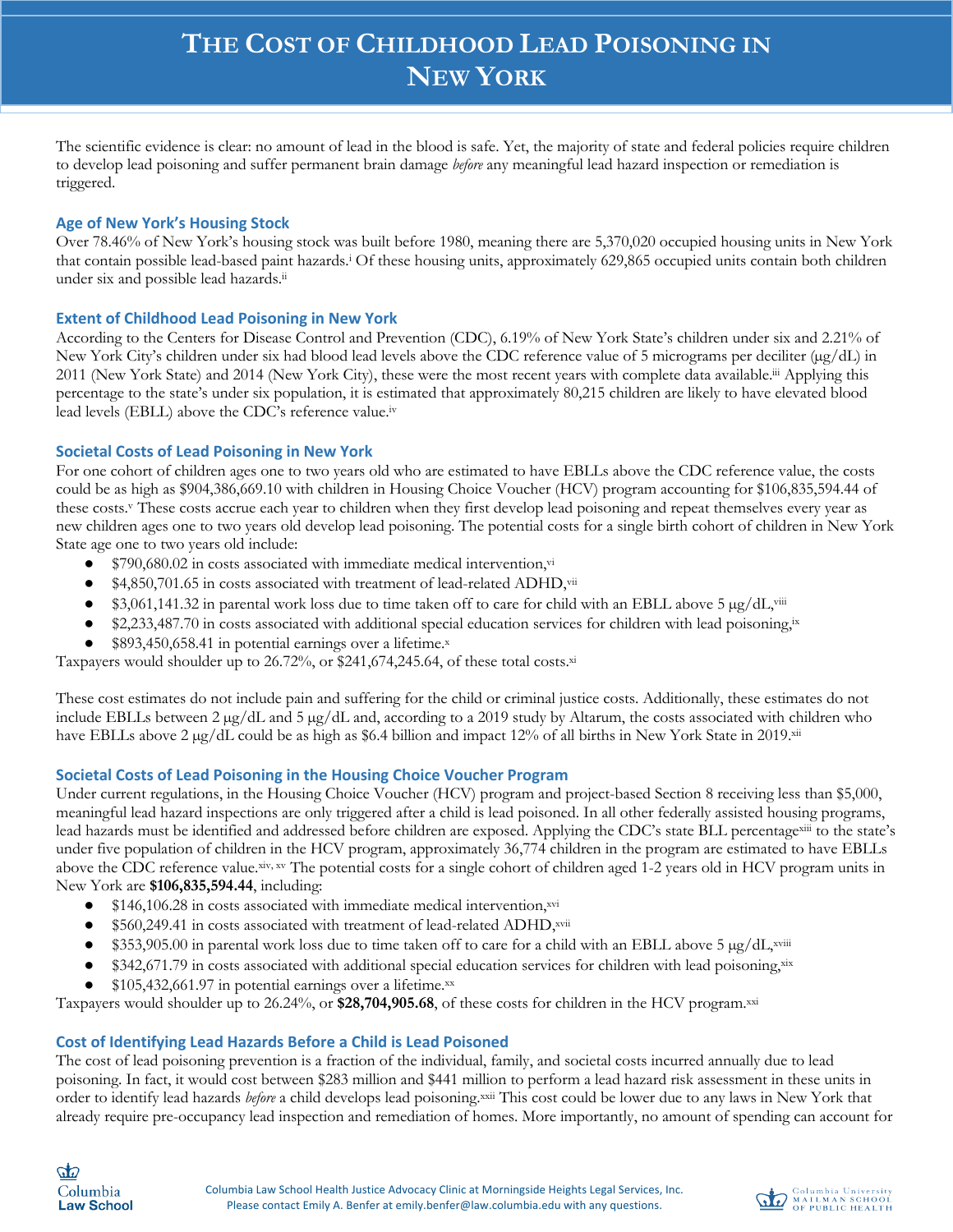# The Cost of Childhood Lead Poisoning in New York

The scientific evidence is clear: no amount of lead in the blood is safe. Yet, the majority of state and federal policies require children to develop lead poisoning and suffer permanent brain damage *before* any meaningful lead hazard inspection or remediation is triggered.

## Age of New York's Housing Stock

Over 78.46% of New York's housing stock was built before 1980, meaning there are 5,370,020 occupied housing units in New York that contain possible lead-based paint hazards.[i] Of these housing units, approximately 629,865 occupied units contain both children under six and possible lead hazards.[ii]

## Extent of Childhood Lead Poisoning in New York

According to the Centers for Disease Control and Prevention (CDC), 6.19% of New York State's children under six and 2.21% of New York City's children under six had blood lead levels above the CDC reference value of 5 micrograms per deciliter (µg/dL) in 2011 (New York State) and 2014 (New York City), these were the most recent years with complete data available.[iii] Applying this percentage to the state's under six population, it is estimated that approximately 80,215 children are likely to have elevated blood lead levels (EBLL) above the CDC's reference value.[iv]

## Societal Costs of Lead Poisoning in New York

For one cohort of children ages one to two years old who are estimated to have EBLLs above the CDC reference value, the costs could be as high as $904,386,669.10 with children in Housing Choice Voucher (HCV) program accounting for $106,835,594.44 of these costs.[v] These costs accrue each year to children when they first develop lead poisoning and repeat themselves every year as new children ages one to two years old develop lead poisoning. The potential costs for a single birth cohort of children in New York State age one to two years old include:

- $790,680.02 in costs associated with immediate medical intervention,[vi]
- $4,850,701.65 in costs associated with treatment of lead-related ADHD,[vii]
- $3,061,141.32 in parental work loss due to time taken off to care for child with an EBLL above 5 µg/dL,[viii]
- $2,233,487.70 in costs associated with additional special education services for children with lead poisoning,[ix]
- $893,450,658.41 in potential earnings over a lifetime.[x]

Taxpayers would shoulder up to 26.72%, or $241,674,245.64, of these total costs.[xi]

These cost estimates do not include pain and suffering for the child or criminal justice costs. Additionally, these estimates do not include EBLLs between 2 µg/dL and 5 µg/dL and, according to a 2019 study by Altarum, the costs associated with children who have EBLLs above 2 µg/dL could be as high as $6.4 billion and impact 12% of all births in New York State in 2019.[xii]

## Societal Costs of Lead Poisoning in the Housing Choice Voucher Program

Under current regulations, in the Housing Choice Voucher (HCV) program and project-based Section 8 receiving less than $5,000, meaningful lead hazard inspections are only triggered after a child is lead poisoned. In all other federally assisted housing programs, lead hazards must be identified and addressed before children are exposed. Applying the CDC's state BLL percentage[xiii] to the state's under five population of children in the HCV program, approximately 36,774 children in the program are estimated to have EBLLs above the CDC reference value.[xiv, xv] The potential costs for a single cohort of children aged 1-2 years old in HCV program units in New York are **$106,835,594.44**, including:

- $146,106.28 in costs associated with immediate medical intervention,[xvi]
- $560,249.41 in costs associated with treatment of lead-related ADHD,[xvii]
- $353,905.00 in parental work loss due to time taken off to care for a child with an EBLL above 5 µg/dL,[xviii]
- $342,671.79 in costs associated with additional special education services for children with lead poisoning,[xix]
- $105,432,661.97 in potential earnings over a lifetime.[xx]

Taxpayers would shoulder up to 26.24%, or **$28,704,905.68**, of these costs for children in the HCV program.[xxi]

## Cost of Identifying Lead Hazards Before a Child is Lead Poisoned

The cost of lead poisoning prevention is a fraction of the individual, family, and societal costs incurred annually due to lead poisoning. In fact, it would cost between $283 million and $441 million to perform a lead hazard risk assessment in these units in order to identify lead hazards *before* a child develops lead poisoning.[xxii] This cost could be lower due to any laws in New York that already require pre-occupancy lead inspection and remediation of homes. More importantly, no amount of spending can account for

Columbia Law School Health Justice Advocacy Clinic at Morningside Heights Legal Services, Inc.
Please contact Emily A. Benfer at emily.benfer@law.columbia.edu with any questions.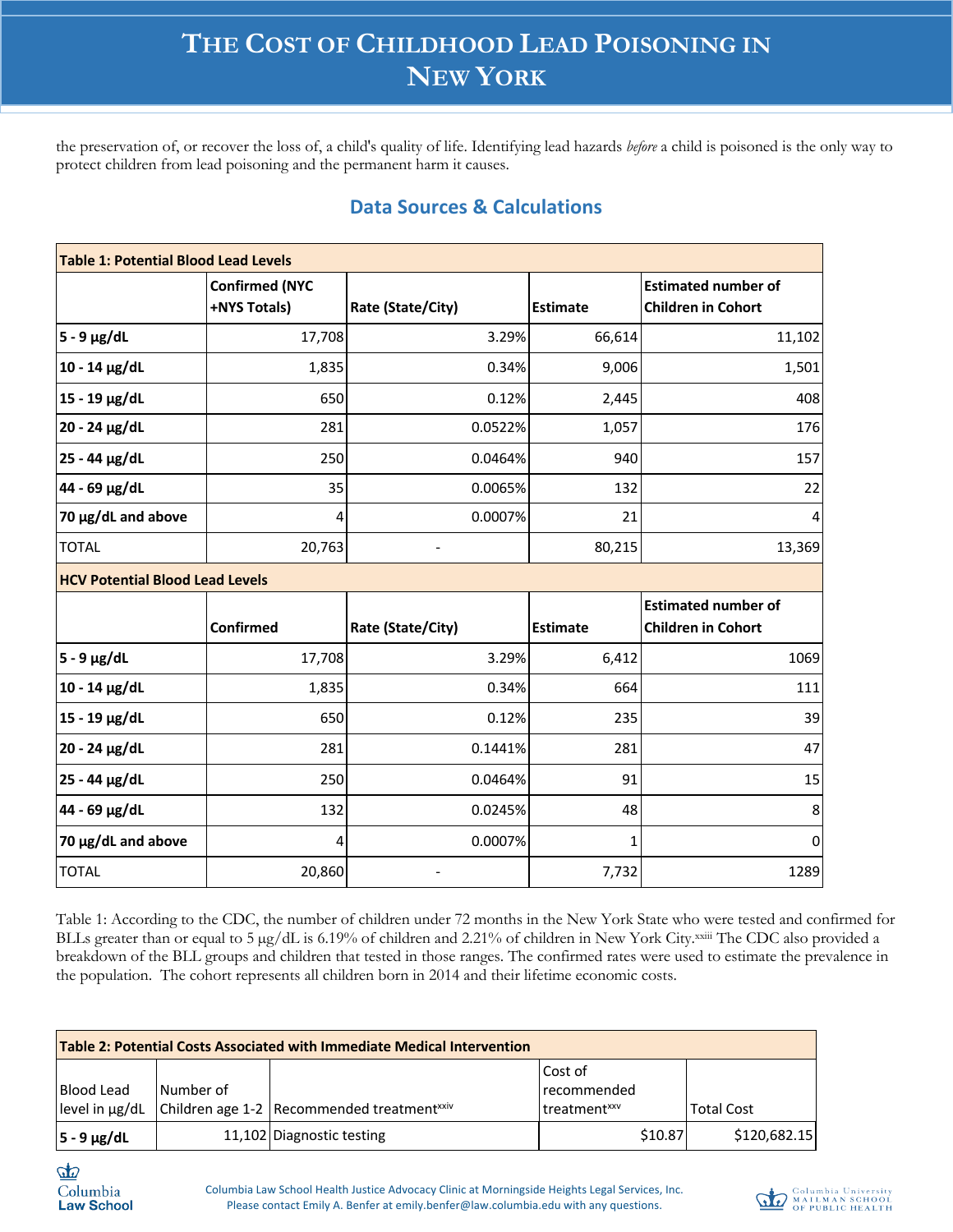the preservation of, or recover the loss of, a child's quality of life. Identifying lead hazards *before* a child is poisoned is the only way to protect children from lead poisoning and the permanent harm it causes.

## Data Sources & Calculations

| **Table 1: Potential Blood Lead Levels** | | | | |
|---|---|---|---|---|
| | **Confirmed (NYC +NYS Totals)** | **Rate (State/City)** | **Estimate** | **Estimated number of Children in Cohort** |
| **5 - 9 µg/dL** | 17,708 | 3.29% | 66,614 | 11,102 |
| **10 - 14 µg/dL** | 1,835 | 0.34% | 9,006 | 1,501 |
| **15 - 19 µg/dL** | 650 | 0.12% | 2,445 | 408 |
| **20 - 24 µg/dL** | 281 | 0.0522% | 1,057 | 176 |
| **25 - 44 µg/dL** | 250 | 0.0464% | 940 | 157 |
| **44 - 69 µg/dL** | 35 | 0.0065% | 132 | 22 |
| **70 µg/dL and above** | 4 | 0.0007% | 21 | 4 |
| TOTAL | 20,763 | - | 80,215 | 13,369 |
| **HCV Potential Blood Lead Levels** | | | | |
| | **Confirmed** | **Rate (State/City)** | **Estimate** | **Estimated number of Children in Cohort** |
| **5 - 9 µg/dL** | 17,708 | 3.29% | 6,412 | 1069 |
| **10 - 14 µg/dL** | 1,835 | 0.34% | 664 | 111 |
| **15 - 19 µg/dL** | 650 | 0.12% | 235 | 39 |
| **20 - 24 µg/dL** | 281 | 0.1441% | 281 | 47 |
| **25 - 44 µg/dL** | 250 | 0.0464% | 91 | 15 |
| **44 - 69 µg/dL** | 132 | 0.0245% | 48 | 8 |
| **70 µg/dL and above** | 4 | 0.0007% | 1 | 0 |
| TOTAL | 20,860 | - | 7,732 | 1289 |

Table 1: According to the CDC, the number of children under 72 months in the New York State who were tested and confirmed for BLLs greater than or equal to 5 µg/dL is 6.19% of children and 2.21% of children in New York City.[xxiii] The CDC also provided a breakdown of the BLL groups and children that tested in those ranges. The confirmed rates were used to estimate the prevalence in the population. The cohort represents all children born in 2014 and their lifetime economic costs.

| **Table 2: Potential Costs Associated with Immediate Medical Intervention** | | | | |
|---|---|---|---|---|
| Blood Lead level in µg/dL | Number of Children age 1-2 | Recommended treatment[xxiv] | Cost of recommended treatment[xxv] | Total Cost |
| **5 - 9 µg/dL** | 11,102 | Diagnostic testing | $10.87 | $120,682.15 |

Columbia Law School Health Justice Advocacy Clinic at Morningside Heights Legal Services, Inc.
Please contact Emily A. Benfer at emily.benfer@law.columbia.edu with any questions.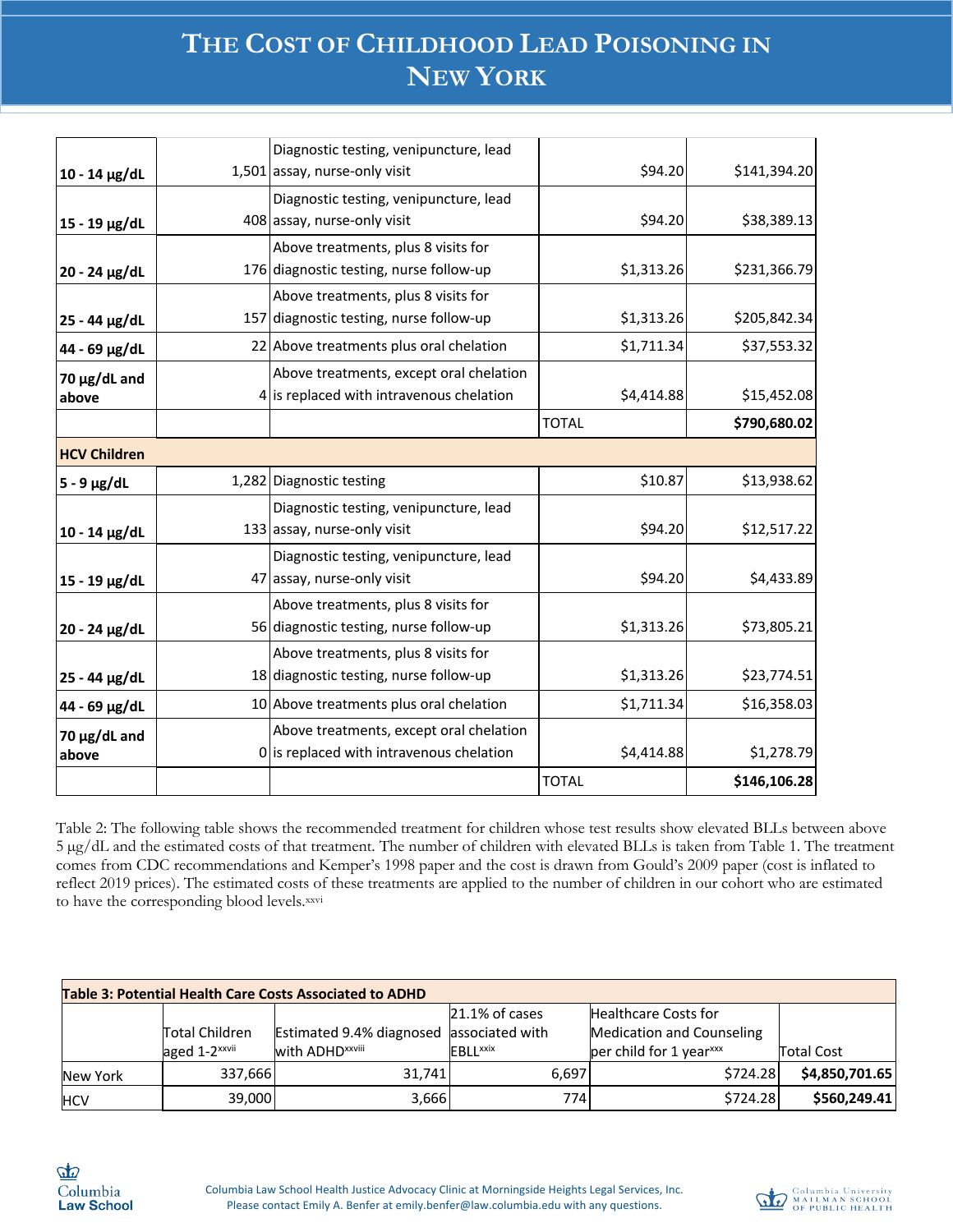| | | | | |
|---|---|---|---|---|
| **10 - 14 µg/dL** | 1,501 | Diagnostic testing, venipuncture, lead assay, nurse-only visit | $94.20 | $141,394.20 |
| **15 - 19 µg/dL** | 408 | Diagnostic testing, venipuncture, lead assay, nurse-only visit | $94.20 | $38,389.13 |
| **20 - 24 µg/dL** | 176 | Above treatments, plus 8 visits for diagnostic testing, nurse follow-up | $1,313.26 | $231,366.79 |
| **25 - 44 µg/dL** | 157 | Above treatments, plus 8 visits for diagnostic testing, nurse follow-up | $1,313.26 | $205,842.34 |
| **44 - 69 µg/dL** | 22 | Above treatments plus oral chelation | $1,711.34 | $37,553.32 |
| **70 µg/dL and above** | 4 | Above treatments, except oral chelation is replaced with intravenous chelation | $4,414.88 | $15,452.08 |
| | | | TOTAL | **$790,680.02** |
| **HCV Children** | | | | |
| **5 - 9 µg/dL** | 1,282 | Diagnostic testing | $10.87 | $13,938.62 |
| **10 - 14 µg/dL** | 133 | Diagnostic testing, venipuncture, lead assay, nurse-only visit | $94.20 | $12,517.22 |
| **15 - 19 µg/dL** | 47 | Diagnostic testing, venipuncture, lead assay, nurse-only visit | $94.20 | $4,433.89 |
| **20 - 24 µg/dL** | 56 | Above treatments, plus 8 visits for diagnostic testing, nurse follow-up | $1,313.26 | $73,805.21 |
| **25 - 44 µg/dL** | 18 | Above treatments, plus 8 visits for diagnostic testing, nurse follow-up | $1,313.26 | $23,774.51 |
| **44 - 69 µg/dL** | 10 | Above treatments plus oral chelation | $1,711.34 | $16,358.03 |
| **70 µg/dL and above** | 0 | Above treatments, except oral chelation is replaced with intravenous chelation | $4,414.88 | $1,278.79 |
| | | | TOTAL | **$146,106.28** |

Table 2: The following table shows the recommended treatment for children whose test results show elevated BLLs between above 5 µg/dL and the estimated costs of that treatment. The number of children with elevated BLLs is taken from Table 1. The treatment comes from CDC recommendations and Kemper's 1998 paper and the cost is drawn from Gould's 2009 paper (cost is inflated to reflect 2019 prices). The estimated costs of these treatments are applied to the number of children in our cohort who are estimated to have the corresponding blood levels.[xxvi]

| **Table 3: Potential Health Care Costs Associated to ADHD** | | | | | |
|---|---|---|---|---|---|
| | Total Children aged 1-2[xxvii] | Estimated 9.4% diagnosed with ADHD[xxviii] | 21.1% of cases associated with EBLL[xxix] | Healthcare Costs for Medication and Counseling per child for 1 year[xxx] | Total Cost |
| New York | 337,666 | 31,741 | 6,697 | $724.28 | **$4,850,701.65** |
| HCV | 39,000 | 3,666 | 774 | $724.28 | **$560,249.41** |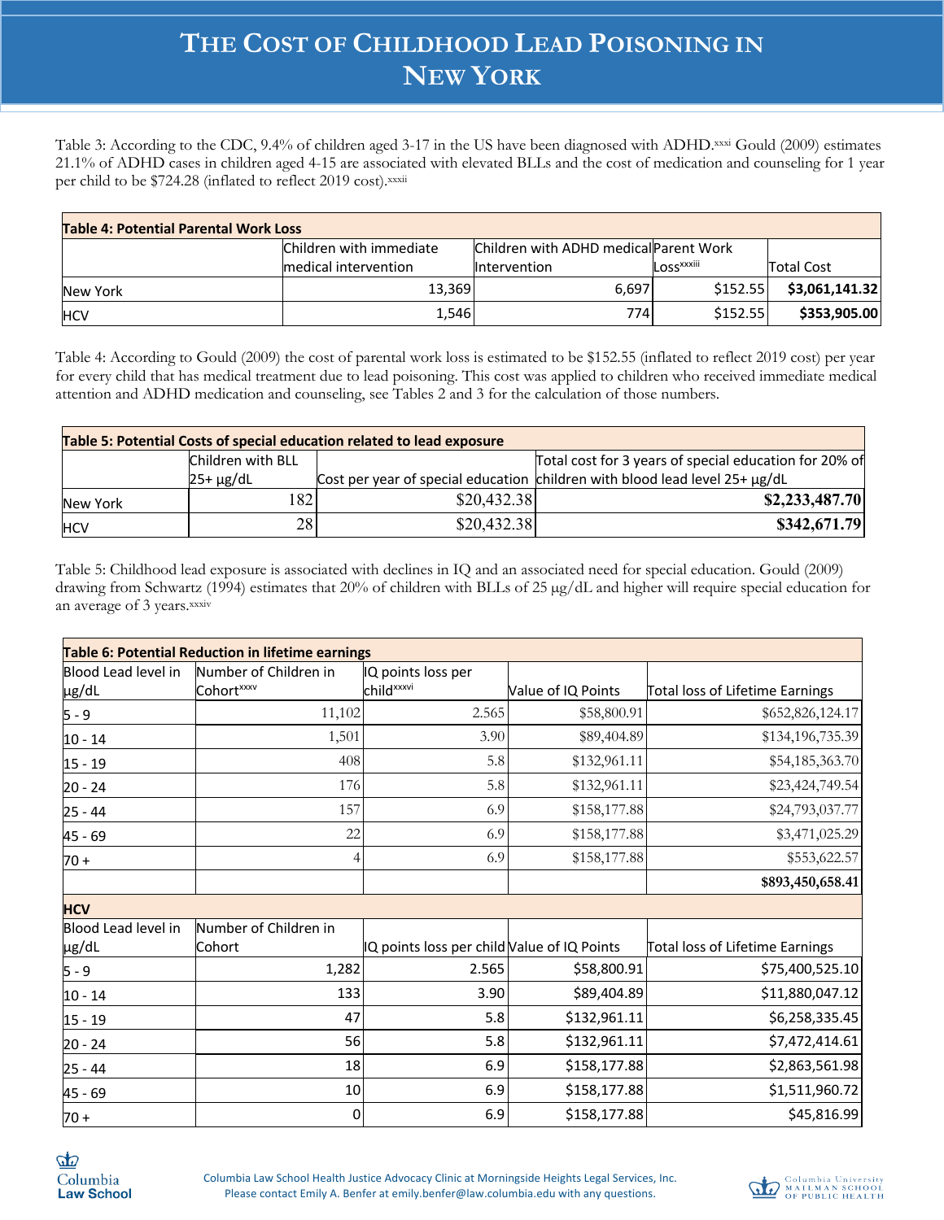# THE COST OF CHILDHOOD LEAD POISONING IN NEW YORK

Table 3: According to the CDC, 9.4% of children aged 3-17 in the US have been diagnosed with ADHD.[xxxi] Gould (2009) estimates 21.1% of ADHD cases in children aged 4-15 are associated with elevated BLLs and the cost of medication and counseling for 1 year per child to be $724.28 (inflated to reflect 2019 cost).[xxxii]

| **Table 4: Potential Parental Work Loss** | | | | |
|---|---|---|---|---|
| | Children with immediate medical intervention | Children with ADHD medical Intervention | Parent Work Loss[xxxiii] | Total Cost |
| New York | 13,369 | 6,697 | $152.55 | **$3,061,141.32** |
| HCV | 1,546 | 774 | $152.55 | **$353,905.00** |

Table 4: According to Gould (2009) the cost of parental work loss is estimated to be $152.55 (inflated to reflect 2019 cost) per year for every child that has medical treatment due to lead poisoning. This cost was applied to children who received immediate medical attention and ADHD medication and counseling, see Tables 2 and 3 for the calculation of those numbers.

| **Table 5: Potential Costs of special education related to lead exposure** | | | |
|---|---|---|---|
| | Children with BLL 25+ µg/dL | Cost per year of special education | Total cost for 3 years of special education for 20% of children with blood lead level 25+ µg/dL |
| New York | 182 | $20,432.38 | **$2,233,487.70** |
| HCV | 28 | $20,432.38 | **$342,671.79** |

Table 5: Childhood lead exposure is associated with declines in IQ and an associated need for special education. Gould (2009) drawing from Schwartz (1994) estimates that 20% of children with BLLs of 25 µg/dL and higher will require special education for an average of 3 years.[xxxiv]

| **Table 6: Potential Reduction in lifetime earnings** | | | | |
|---|---|---|---|---|
| Blood Lead level in µg/dL | Number of Children in Cohort[xxxv] | IQ points loss per child[xxxvi] | Value of IQ Points | Total loss of Lifetime Earnings |
| 5 - 9 | 11,102 | 2.565 | $58,800.91 | $652,826,124.17 |
| 10 - 14 | 1,501 | 3.90 | $89,404.89 | $134,196,735.39 |
| 15 - 19 | 408 | 5.8 | $132,961.11 | $54,185,363.70 |
| 20 - 24 | 176 | 5.8 | $132,961.11 | $23,424,749.54 |
| 25 - 44 | 157 | 6.9 | $158,177.88 | $24,793,037.77 |
| 45 - 69 | 22 | 6.9 | $158,177.88 | $3,471,025.29 |
| 70 + | 4 | 6.9 | $158,177.88 | $553,622.57 |
| | | | | **$893,450,658.41** |
| **HCV** | | | | |
| Blood Lead level in µg/dL | Number of Children in Cohort | IQ points loss per child | Value of IQ Points | Total loss of Lifetime Earnings |
| 5 - 9 | 1,282 | 2.565 | $58,800.91 | $75,400,525.10 |
| 10 - 14 | 133 | 3.90 | $89,404.89 | $11,880,047.12 |
| 15 - 19 | 47 | 5.8 | $132,961.11 | $6,258,335.45 |
| 20 - 24 | 56 | 5.8 | $132,961.11 | $7,472,414.61 |
| 25 - 44 | 18 | 6.9 | $158,177.88 | $2,863,561.98 |
| 45 - 69 | 10 | 6.9 | $158,177.88 | $1,511,960.72 |
| 70 + | 0 | 6.9 | $158,177.88 | $45,816.99 |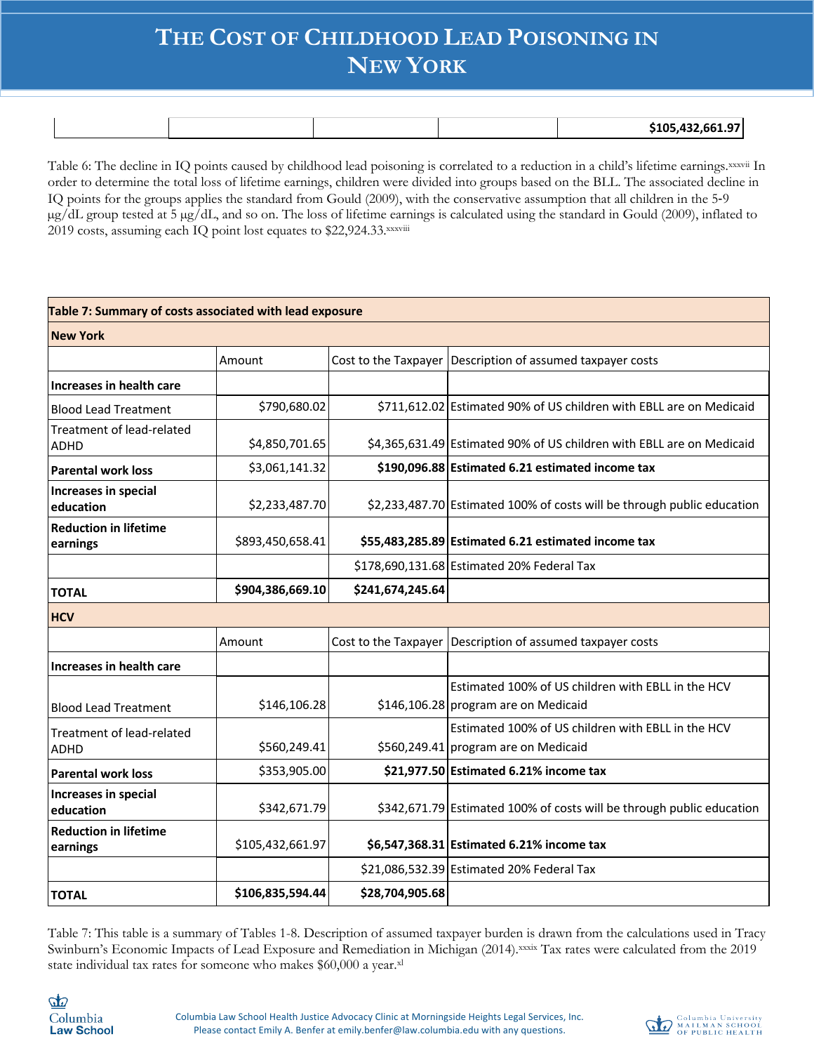| | | | | |
|---|---|---|---|---|
| | | | | **$105,432,661.97** |

Table 6: The decline in IQ points caused by childhood lead poisoning is correlated to a reduction in a child's lifetime earnings.[xxxvii] In order to determine the total loss of lifetime earnings, children were divided into groups based on the BLL. The associated decline in IQ points for the groups applies the standard from Gould (2009), with the conservative assumption that all children in the 5-9 μg/dL group tested at 5 μg/dL, and so on. The loss of lifetime earnings is calculated using the standard in Gould (2009), inflated to 2019 costs, assuming each IQ point lost equates to $22,924.33.[xxxviii]

| **Table 7: Summary of costs associated with lead exposure** | | | |
|---|---|---|---|
| **New York** | | | |
| | Amount | Cost to the Taxpayer | Description of assumed taxpayer costs |
| **Increases in health care** | | | |
| Blood Lead Treatment | $790,680.02 | $711,612.02 | Estimated 90% of US children with EBLL are on Medicaid |
| Treatment of lead-related ADHD | $4,850,701.65 | $4,365,631.49 | Estimated 90% of US children with EBLL are on Medicaid |
| **Parental work loss** | $3,061,141.32 | **$190,096.88** | **Estimated 6.21 estimated income tax** |
| **Increases in special education** | $2,233,487.70 | $2,233,487.70 | Estimated 100% of costs will be through public education |
| **Reduction in lifetime earnings** | $893,450,658.41 | **$55,483,285.89** | **Estimated 6.21 estimated income tax** |
| | | $178,690,131.68 | Estimated 20% Federal Tax |
| **TOTAL** | **$904,386,669.10** | **$241,674,245.64** | |
| **HCV** | | | |
| | Amount | Cost to the Taxpayer | Description of assumed taxpayer costs |
| **Increases in health care** | | | |
| Blood Lead Treatment | $146,106.28 | $146,106.28 | Estimated 100% of US children with EBLL in the HCV program are on Medicaid |
| Treatment of lead-related ADHD | $560,249.41 | $560,249.41 | Estimated 100% of US children with EBLL in the HCV program are on Medicaid |
| **Parental work loss** | $353,905.00 | **$21,977.50** | **Estimated 6.21% income tax** |
| **Increases in special education** | $342,671.79 | $342,671.79 | Estimated 100% of costs will be through public education |
| **Reduction in lifetime earnings** | $105,432,661.97 | **$6,547,368.31** | **Estimated 6.21% income tax** |
| | | $21,086,532.39 | Estimated 20% Federal Tax |
| **TOTAL** | **$106,835,594.44** | **$28,704,905.68** | |

Table 7: This table is a summary of Tables 1-8. Description of assumed taxpayer burden is drawn from the calculations used in Tracy Swinburn's Economic Impacts of Lead Exposure and Remediation in Michigan (2014).[xxxix] Tax rates were calculated from the 2019 state individual tax rates for someone who makes $60,000 a year.[xl]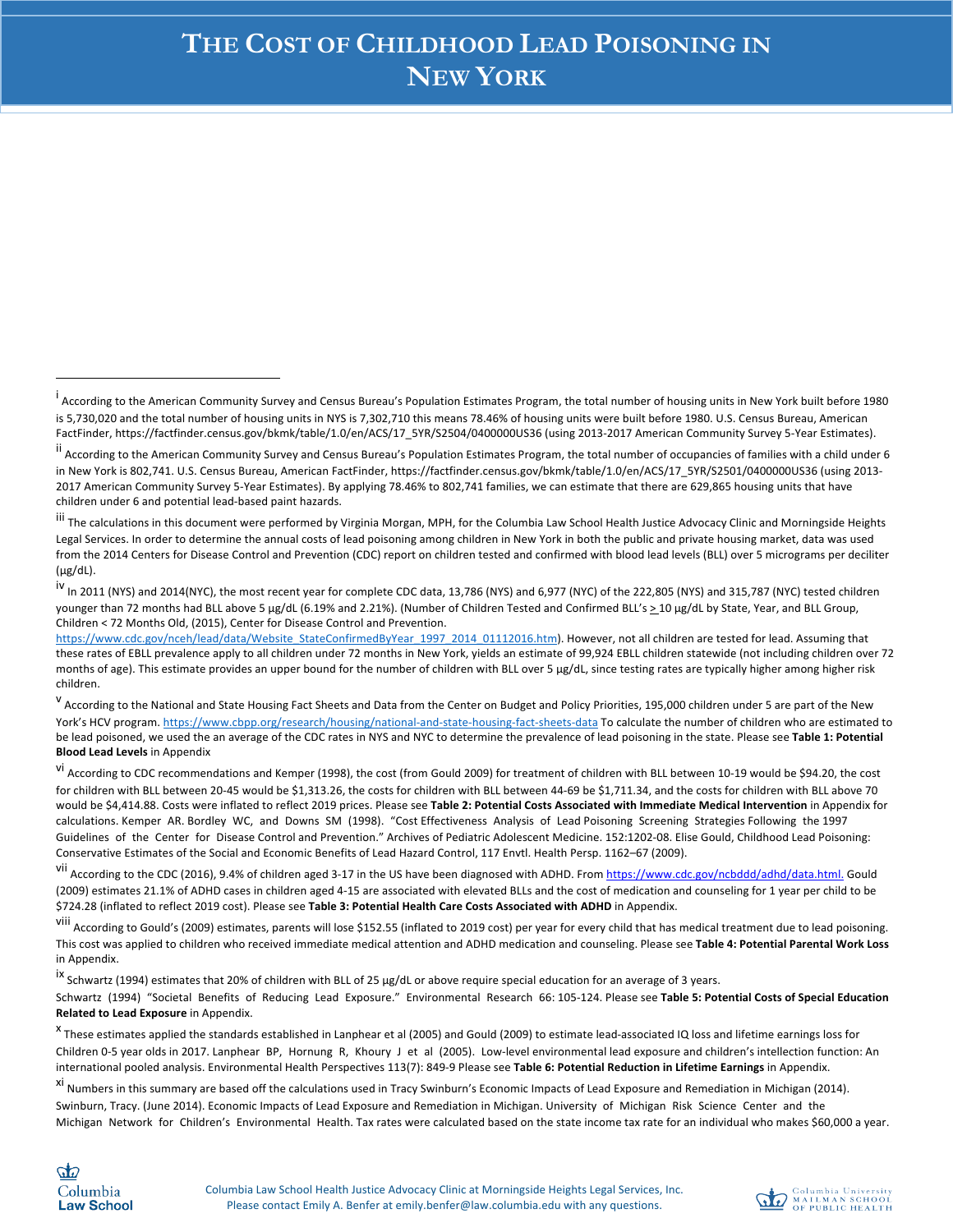# THE COST OF CHILDHOOD LEAD POISONING IN NEW YORK

---

[i] According to the American Community Survey and Census Bureau's Population Estimates Program, the total number of housing units in New York built before 1980 is 5,730,020 and the total number of housing units in NYS is 7,302,710 this means 78.46% of housing units were built before 1980. U.S. Census Bureau, American FactFinder, https://factfinder.census.gov/bkmk/table/1.0/en/ACS/17_5YR/S2504/0400000US36 (using 2013-2017 American Community Survey 5-Year Estimates).

[ii] According to the American Community Survey and Census Bureau's Population Estimates Program, the total number of occupancies of families with a child under 6 in New York is 802,741. U.S. Census Bureau, American FactFinder, https://factfinder.census.gov/bkmk/table/1.0/en/ACS/17_5YR/S2501/0400000US36 (using 2013-2017 American Community Survey 5-Year Estimates). By applying 78.46% to 802,741 families, we can estimate that there are 629,865 housing units that have children under 6 and potential lead-based paint hazards.

[iii] The calculations in this document were performed by Virginia Morgan, MPH, for the Columbia Law School Health Justice Advocacy Clinic and Morningside Heights Legal Services. In order to determine the annual costs of lead poisoning among children in New York in both the public and private housing market, data was used from the 2014 Centers for Disease Control and Prevention (CDC) report on children tested and confirmed with blood lead levels (BLL) over 5 micrograms per deciliter (µg/dL).

[iv] In 2011 (NYS) and 2014(NYC), the most recent year for complete CDC data, 13,786 (NYS) and 6,977 (NYC) of the 222,805 (NYS) and 315,787 (NYC) tested children younger than 72 months had BLL above 5 µg/dL (6.19% and 2.21%). (Number of Children Tested and Confirmed BLL's ≥10 µg/dL by State, Year, and BLL Group, Children < 72 Months Old, (2015), Center for Disease Control and Prevention. https://www.cdc.gov/nceh/lead/data/Website_StateConfirmedByYear_1997_2014_01112016.htm). However, not all children are tested for lead. Assuming that these rates of EBLL prevalence apply to all children under 72 months in New York, yields an estimate of 99,924 EBLL children statewide (not including children over 72 months of age). This estimate provides an upper bound for the number of children with BLL over 5 µg/dL, since testing rates are typically higher among higher risk children.

[v] According to the National and State Housing Fact Sheets and Data from the Center on Budget and Policy Priorities, 195,000 children under 5 are part of the New York's HCV program. https://www.cbpp.org/research/housing/national-and-state-housing-fact-sheets-data To calculate the number of children who are estimated to be lead poisoned, we used the an average of the CDC rates in NYS and NYC to determine the prevalence of lead poisoning in the state. Please see **Table 1: Potential Blood Lead Levels** in Appendix

[vi] According to CDC recommendations and Kemper (1998), the cost (from Gould 2009) for treatment of children with BLL between 10-19 would be $94.20, the cost for children with BLL between 20-45 would be $1,313.26, the costs for children with BLL between 44-69 be $1,711.34, and the costs for children with BLL above 70 would be $4,414.88. Costs were inflated to reflect 2019 prices. Please see **Table 2: Potential Costs Associated with Immediate Medical Intervention** in Appendix for calculations. Kemper AR. Bordley WC, and Downs SM (1998). "Cost Effectiveness Analysis of Lead Poisoning Screening Strategies Following the 1997 Guidelines of the Center for Disease Control and Prevention." Archives of Pediatric Adolescent Medicine. 152:1202-08. Elise Gould, Childhood Lead Poisoning: Conservative Estimates of the Social and Economic Benefits of Lead Hazard Control, 117 Envtl. Health Persp. 1162–67 (2009).

[vii] According to the CDC (2016), 9.4% of children aged 3-17 in the US have been diagnosed with ADHD. From https://www.cdc.gov/ncbddd/adhd/data.html. Gould (2009) estimates 21.1% of ADHD cases in children aged 4-15 are associated with elevated BLLs and the cost of medication and counseling for 1 year per child to be $724.28 (inflated to reflect 2019 cost). Please see **Table 3: Potential Health Care Costs Associated with ADHD** in Appendix.

[viii] According to Gould's (2009) estimates, parents will lose $152.55 (inflated to 2019 cost) per year for every child that has medical treatment due to lead poisoning. This cost was applied to children who received immediate medical attention and ADHD medication and counseling. Please see **Table 4: Potential Parental Work Loss** in Appendix.

[ix] Schwartz (1994) estimates that 20% of children with BLL of 25 µg/dL or above require special education for an average of 3 years. Schwartz (1994) "Societal Benefits of Reducing Lead Exposure." Environmental Research 66: 105-124. Please see **Table 5: Potential Costs of Special Education Related to Lead Exposure** in Appendix.

[x] These estimates applied the standards established in Lanphear et al (2005) and Gould (2009) to estimate lead-associated IQ loss and lifetime earnings loss for Children 0-5 year olds in 2017. Lanphear BP, Hornung R, Khoury J et al (2005). Low-level environmental lead exposure and children's intellection function: An international pooled analysis. Environmental Health Perspectives 113(7): 849-9 Please see **Table 6: Potential Reduction in Lifetime Earnings** in Appendix.

[xi] Numbers in this summary are based off the calculations used in Tracy Swinburn's Economic Impacts of Lead Exposure and Remediation in Michigan (2014). Swinburn, Tracy. (June 2014). Economic Impacts of Lead Exposure and Remediation in Michigan. University of Michigan Risk Science Center and the Michigan Network for Children's Environmental Health. Tax rates were calculated based on the state income tax rate for an individual who makes $60,000 a year.

Columbia Law School Health Justice Advocacy Clinic at Morningside Heights Legal Services, Inc.
Please contact Emily A. Benfer at emily.benfer@law.columbia.edu with any questions.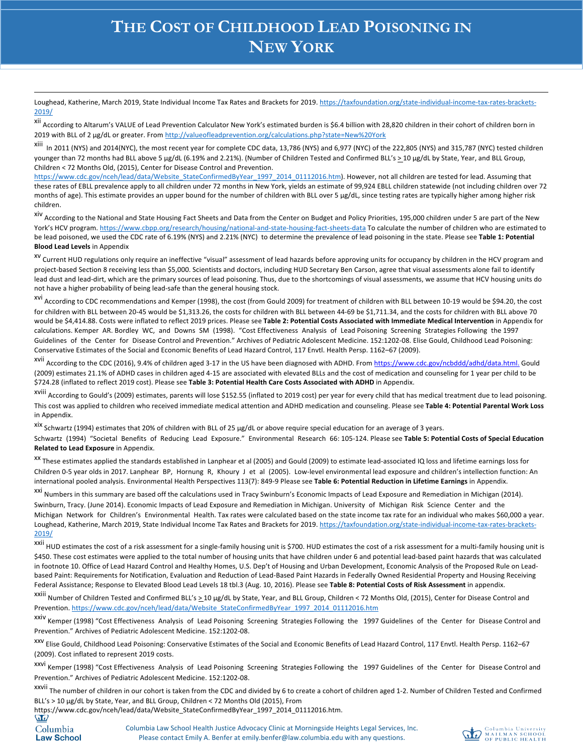Loughead, Katherine, March 2019, State Individual Income Tax Rates and Brackets for 2019. https://taxfoundation.org/state-individual-income-tax-rates-brackets-2019/

[xii] According to Altarum's VALUE of Lead Prevention Calculator New York's estimated burden is $6.4 billion with 28,820 children in their cohort of children born in 2019 with BLL of 2 µg/dL or greater. From http://valueofleadprevention.org/calculations.php?state=New%20York

[xiii] In 2011 (NYS) and 2014(NYC), the most recent year for complete CDC data, 13,786 (NYS) and 6,977 (NYC) of the 222,805 (NYS) and 315,787 (NYC) tested children younger than 72 months had BLL above 5 µg/dL (6.19% and 2.21%). (Number of Children Tested and Confirmed BLL's > 10 µg/dL by State, Year, and BLL Group, Children < 72 Months Old, (2015), Center for Disease Control and Prevention. https://www.cdc.gov/nceh/lead/data/Website_StateConfirmedByYear_1997_2014_01112016.htm). However, not all children are tested for lead. Assuming that these rates of EBLL prevalence apply to all children under 72 months in New York, yields an estimate of 99,924 EBLL children statewide (not including children over 72 months of age). This estimate provides an upper bound for the number of children with BLL over 5 µg/dL, since testing rates are typically higher among higher risk children.

[xiv] According to the National and State Housing Fact Sheets and Data from the Center on Budget and Policy Priorities, 195,000 children under 5 are part of the New York's HCV program. https://www.cbpp.org/research/housing/national-and-state-housing-fact-sheets-data To calculate the number of children who are estimated to be lead poisoned, we used the CDC rate of 6.19% (NYS) and 2.21% (NYC) to determine the prevalence of lead poisoning in the state. Please see **Table 1: Potential Blood Lead Levels** in Appendix

[xv] Current HUD regulations only require an ineffective "visual" assessment of lead hazards before approving units for occupancy by children in the HCV program and project-based Section 8 receiving less than $5,000. Scientists and doctors, including HUD Secretary Ben Carson, agree that visual assessments alone fail to identify lead dust and lead-dirt, which are the primary sources of lead poisoning. Thus, due to the shortcomings of visual assessments, we assume that HCV housing units do not have a higher probability of being lead-safe than the general housing stock.

[xvi] According to CDC recommendations and Kemper (1998), the cost (from Gould 2009) for treatment of children with BLL between 10-19 would be $94.20, the cost for children with BLL between 20-45 would be $1,313.26, the costs for children with BLL between 44-69 be $1,711.34, and the costs for children with BLL above 70 would be $4,414.88. Costs were inflated to reflect 2019 prices. Please see **Table 2: Potential Costs Associated with Immediate Medical Intervention** in Appendix for calculations. Kemper AR. Bordley WC, and Downs SM (1998). "Cost Effectiveness Analysis of Lead Poisoning Screening Strategies Following the 1997 Guidelines of the Center for Disease Control and Prevention." Archives of Pediatric Adolescent Medicine. 152:1202-08. Elise Gould, Childhood Lead Poisoning: Conservative Estimates of the Social and Economic Benefits of Lead Hazard Control, 117 Envtl. Health Persp. 1162–67 (2009).

[xvii] According to the CDC (2016), 9.4% of children aged 3-17 in the US have been diagnosed with ADHD. From https://www.cdc.gov/ncbddd/adhd/data.html. Gould (2009) estimates 21.1% of ADHD cases in children aged 4-15 are associated with elevated BLLs and the cost of medication and counseling for 1 year per child to be $724.28 (inflated to reflect 2019 cost). Please see **Table 3: Potential Health Care Costs Associated with ADHD** in Appendix.

[xviii] According to Gould's (2009) estimates, parents will lose $152.55 (inflated to 2019 cost) per year for every child that has medical treatment due to lead poisoning. This cost was applied to children who received immediate medical attention and ADHD medication and counseling. Please see **Table 4: Potential Parental Work Loss** in Appendix.

[xix] Schwartz (1994) estimates that 20% of children with BLL of 25 µg/dL or above require special education for an average of 3 years.

Schwartz (1994) "Societal Benefits of Reducing Lead Exposure." Environmental Research 66: 105-124. Please see **Table 5: Potential Costs of Special Education Related to Lead Exposure** in Appendix.

[xx] These estimates applied the standards established in Lanphear et al (2005) and Gould (2009) to estimate lead-associated IQ loss and lifetime earnings loss for Children 0-5 year olds in 2017. Lanphear BP, Hornung R, Khoury J et al (2005). Low-level environmental lead exposure and children's intellection function: An international pooled analysis. Environmental Health Perspectives 113(7): 849-9 Please see **Table 6: Potential Reduction in Lifetime Earnings** in Appendix.

[xxi] Numbers in this summary are based off the calculations used in Tracy Swinburn's Economic Impacts of Lead Exposure and Remediation in Michigan (2014). Swinburn, Tracy. (June 2014). Economic Impacts of Lead Exposure and Remediation in Michigan. University of Michigan Risk Science Center and the Michigan Network for Children's Environmental Health. Tax rates were calculated based on the state income tax rate for an individual who makes $60,000 a year. Loughead, Katherine, March 2019, State Individual Income Tax Rates and Brackets for 2019. https://taxfoundation.org/state-individual-income-tax-rates-brackets-2019/

[xxii] HUD estimates the cost of a risk assessment for a single-family housing unit is $700. HUD estimates the cost of a risk assessment for a multi-family housing unit is $450. These cost estimates were applied to the total number of housing units that have children under 6 and potential lead-based paint hazards that was calculated in footnote 10. Office of Lead Hazard Control and Healthy Homes, U.S. Dep't of Housing and Urban Development, Economic Analysis of the Proposed Rule on Lead-based Paint: Requirements for Notification, Evaluation and Reduction of Lead-Based Paint Hazards in Federally Owned Residential Property and Housing Receiving Federal Assistance; Response to Elevated Blood Lead Levels 18 tbl.3 (Aug. 10, 2016). Please see **Table 8: Potential Costs of Risk Assessment** in appendix.

[xxiii] Number of Children Tested and Confirmed BLL's > 10 µg/dL by State, Year, and BLL Group, Children < 72 Months Old, (2015), Center for Disease Control and Prevention. https://www.cdc.gov/nceh/lead/data/Website_StateConfirmedByYear_1997_2014_01112016.htm

[xxiv] Kemper (1998) "Cost Effectiveness Analysis of Lead Poisoning Screening Strategies Following the 1997 Guidelines of the Center for Disease Control and Prevention." Archives of Pediatric Adolescent Medicine. 152:1202-08.

[xxv] Elise Gould, Childhood Lead Poisoning: Conservative Estimates of the Social and Economic Benefits of Lead Hazard Control, 117 Envtl. Health Persp. 1162–67 (2009). Cost inflated to represent 2019 costs.

[xxvi] Kemper (1998) "Cost Effectiveness Analysis of Lead Poisoning Screening Strategies Following the 1997 Guidelines of the Center for Disease Control and Prevention." Archives of Pediatric Adolescent Medicine. 152:1202-08.

[xxvii] The number of children in our cohort is taken from the CDC and divided by 6 to create a cohort of children aged 1-2. Number of Children Tested and Confirmed BLL's > 10 µg/dL by State, Year, and BLL Group, Children < 72 Months Old, (2015), From https://www.cdc.gov/nceh/lead/data/Website_StateConfirmedByYear_1997_2014_01112016.htm.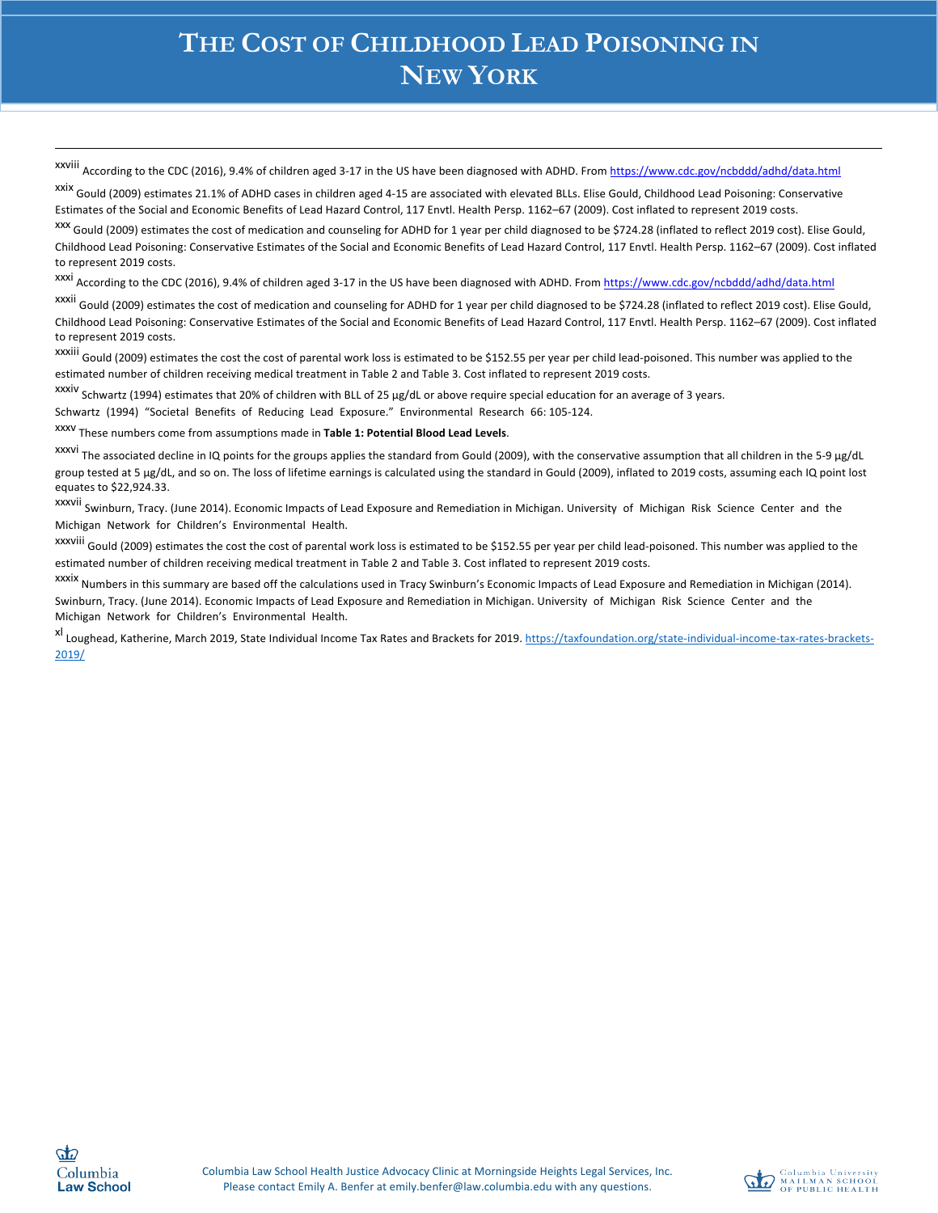[xxviii] According to the CDC (2016), 9.4% of children aged 3-17 in the US have been diagnosed with ADHD. From https://www.cdc.gov/ncbddd/adhd/data.html

[xxix] Gould (2009) estimates 21.1% of ADHD cases in children aged 4-15 are associated with elevated BLLs. Elise Gould, Childhood Lead Poisoning: Conservative Estimates of the Social and Economic Benefits of Lead Hazard Control, 117 Envtl. Health Persp. 1162–67 (2009). Cost inflated to represent 2019 costs.

[xxx] Gould (2009) estimates the cost of medication and counseling for ADHD for 1 year per child diagnosed to be $724.28 (inflated to reflect 2019 cost). Elise Gould, Childhood Lead Poisoning: Conservative Estimates of the Social and Economic Benefits of Lead Hazard Control, 117 Envtl. Health Persp. 1162–67 (2009). Cost inflated to represent 2019 costs.

[xxxi] According to the CDC (2016), 9.4% of children aged 3-17 in the US have been diagnosed with ADHD. From https://www.cdc.gov/ncbddd/adhd/data.html

[xxxii] Gould (2009) estimates the cost of medication and counseling for ADHD for 1 year per child diagnosed to be $724.28 (inflated to reflect 2019 cost). Elise Gould, Childhood Lead Poisoning: Conservative Estimates of the Social and Economic Benefits of Lead Hazard Control, 117 Envtl. Health Persp. 1162–67 (2009). Cost inflated to represent 2019 costs.

[xxxiii] Gould (2009) estimates the cost the cost of parental work loss is estimated to be $152.55 per year per child lead-poisoned. This number was applied to the estimated number of children receiving medical treatment in Table 2 and Table 3. Cost inflated to represent 2019 costs.

[xxxiv] Schwartz (1994) estimates that 20% of children with BLL of 25 µg/dL or above require special education for an average of 3 years.

Schwartz (1994) "Societal Benefits of Reducing Lead Exposure." Environmental Research 66: 105-124.

[xxxv] These numbers come from assumptions made in **Table 1: Potential Blood Lead Levels**.

[xxxvi] The associated decline in IQ points for the groups applies the standard from Gould (2009), with the conservative assumption that all children in the 5-9 µg/dL group tested at 5 µg/dL, and so on. The loss of lifetime earnings is calculated using the standard in Gould (2009), inflated to 2019 costs, assuming each IQ point lost equates to $22,924.33.

[xxxvii] Swinburn, Tracy. (June 2014). Economic Impacts of Lead Exposure and Remediation in Michigan. University of Michigan Risk Science Center and the Michigan Network for Children's Environmental Health.

[xxxviii] Gould (2009) estimates the cost the cost of parental work loss is estimated to be $152.55 per year per child lead-poisoned. This number was applied to the estimated number of children receiving medical treatment in Table 2 and Table 3. Cost inflated to represent 2019 costs.

[xxxix] Numbers in this summary are based off the calculations used in Tracy Swinburn's Economic Impacts of Lead Exposure and Remediation in Michigan (2014). Swinburn, Tracy. (June 2014). Economic Impacts of Lead Exposure and Remediation in Michigan. University of Michigan Risk Science Center and the Michigan Network for Children's Environmental Health.

[xl] Loughead, Katherine, March 2019, State Individual Income Tax Rates and Brackets for 2019. https://taxfoundation.org/state-individual-income-tax-rates-brackets-2019/